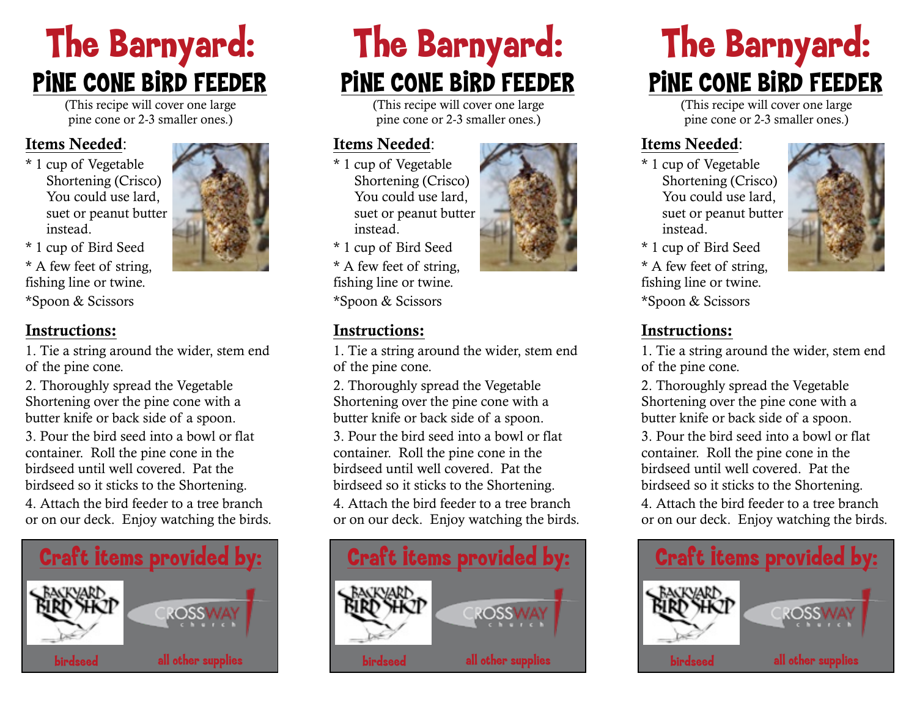# The Barnyard:

## PINE CONE BIRD FEEDER

(This recipe will cover one large pine cone or 2-3 smaller ones.)

**Items Needed**:

* 1 cup of Vegetable Shortening (Crisco) You could use lard, suet or peanut butter instead.
* 1 cup of Bird Seed
* A few feet of string, fishing line or twine.
*Spoon & Scissors

**Instructions:**

1. Tie a string around the wider, stem end of the pine cone.
2. Thoroughly spread the Vegetable Shortening over the pine cone with a butter knife or back side of a spoon.
3. Pour the bird seed into a bowl or flat container. Roll the pine cone in the birdseed until well covered. Pat the birdseed so it sticks to the Shortening.
4. Attach the bird feeder to a tree branch or on our deck. Enjoy watching the birds.

**Craft items provided by:**

BACKYARD BIRD SHOP — birdseed

CROSSWAY church — all other supplies

# The Barnyard:

## PINE CONE BIRD FEEDER

(This recipe will cover one large pine cone or 2-3 smaller ones.)

**Items Needed**:

* 1 cup of Vegetable Shortening (Crisco) You could use lard, suet or peanut butter instead.
* 1 cup of Bird Seed
* A few feet of string, fishing line or twine.
*Spoon & Scissors

**Instructions:**

1. Tie a string around the wider, stem end of the pine cone.
2. Thoroughly spread the Vegetable Shortening over the pine cone with a butter knife or back side of a spoon.
3. Pour the bird seed into a bowl or flat container. Roll the pine cone in the birdseed until well covered. Pat the birdseed so it sticks to the Shortening.
4. Attach the bird feeder to a tree branch or on our deck. Enjoy watching the birds.

**Craft items provided by:**

BACKYARD BIRD SHOP — birdseed

CROSSWAY church — all other supplies

# The Barnyard:

## PINE CONE BIRD FEEDER

(This recipe will cover one large pine cone or 2-3 smaller ones.)

**Items Needed**:

* 1 cup of Vegetable Shortening (Crisco) You could use lard, suet or peanut butter instead.
* 1 cup of Bird Seed
* A few feet of string, fishing line or twine.
*Spoon & Scissors

**Instructions:**

1. Tie a string around the wider, stem end of the pine cone.
2. Thoroughly spread the Vegetable Shortening over the pine cone with a butter knife or back side of a spoon.
3. Pour the bird seed into a bowl or flat container. Roll the pine cone in the birdseed until well covered. Pat the birdseed so it sticks to the Shortening.
4. Attach the bird feeder to a tree branch or on our deck. Enjoy watching the birds.

**Craft items provided by:**

BACKYARD BIRD SHOP — birdseed

CROSSWAY church — all other supplies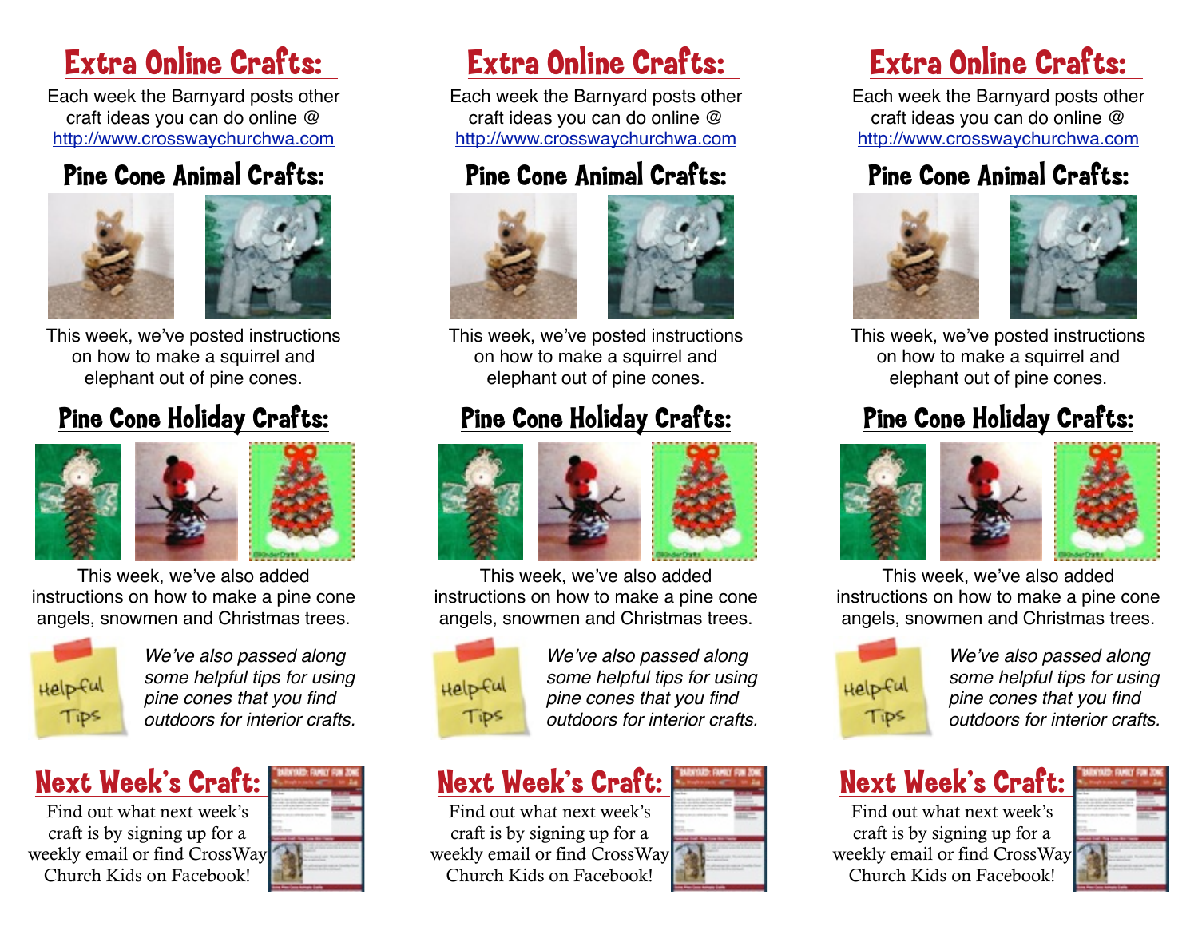# Extra Online Crafts:

Each week the Barnyard posts other craft ideas you can do online @ http://www.crosswaychurchwa.com

## Pine Cone Animal Crafts:

This week, we've posted instructions on how to make a squirrel and elephant out of pine cones.

## Pine Cone Holiday Crafts:

This week, we've also added instructions on how to make a pine cone angels, snowmen and Christmas trees.

*We've also passed along some helpful tips for using pine cones that you find outdoors for interior crafts.*

# Next Week's Craft:

Find out what next week's craft is by signing up for a weekly email or find CrossWay Church Kids on Facebook!

# Extra Online Crafts:

Each week the Barnyard posts other craft ideas you can do online @ http://www.crosswaychurchwa.com

## Pine Cone Animal Crafts:

This week, we've posted instructions on how to make a squirrel and elephant out of pine cones.

## Pine Cone Holiday Crafts:

This week, we've also added instructions on how to make a pine cone angels, snowmen and Christmas trees.

*We've also passed along some helpful tips for using pine cones that you find outdoors for interior crafts.*

# Next Week's Craft:

Find out what next week's craft is by signing up for a weekly email or find CrossWay Church Kids on Facebook!

# Extra Online Crafts:

Each week the Barnyard posts other craft ideas you can do online @ http://www.crosswaychurchwa.com

## Pine Cone Animal Crafts:

This week, we've posted instructions on how to make a squirrel and elephant out of pine cones.

## Pine Cone Holiday Crafts:

This week, we've also added instructions on how to make a pine cone angels, snowmen and Christmas trees.

*We've also passed along some helpful tips for using pine cones that you find outdoors for interior crafts.*

# Next Week's Craft:

Find out what next week's craft is by signing up for a weekly email or find CrossWay Church Kids on Facebook!